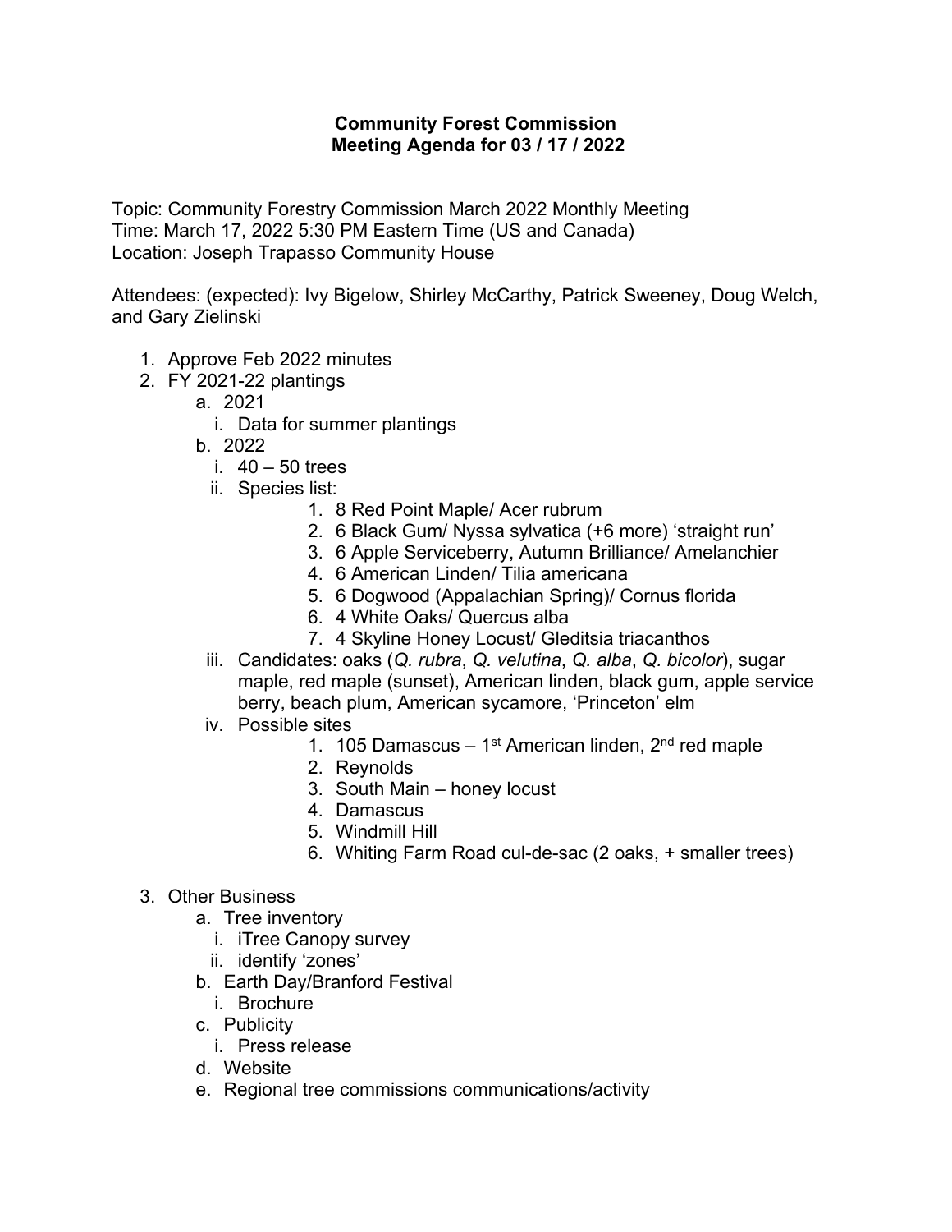# Community Forest Commission
## Meeting Agenda for 03 / 17 / 2022

Topic: Community Forestry Commission March 2022 Monthly Meeting
Time: March 17, 2022 5:30 PM Eastern Time (US and Canada)
Location: Joseph Trapasso Community House

Attendees: (expected): Ivy Bigelow, Shirley McCarthy, Patrick Sweeney, Doug Welch, and Gary Zielinski

1. Approve Feb 2022 minutes
2. FY 2021-22 plantings
   a. 2021
      i. Data for summer plantings
   b. 2022
      i. 40 – 50 trees
      ii. Species list:
         1. 8 Red Point Maple/ Acer rubrum
         2. 6 Black Gum/ Nyssa sylvatica (+6 more) 'straight run'
         3. 6 Apple Serviceberry, Autumn Brilliance/ Amelanchier
         4. 6 American Linden/ Tilia americana
         5. 6 Dogwood (Appalachian Spring)/ Cornus florida
         6. 4 White Oaks/ Quercus alba
         7. 4 Skyline Honey Locust/ Gleditsia triacanthos
      iii. Candidates: oaks (*Q. rubra*, *Q. velutina*, *Q. alba*, *Q. bicolor*), sugar maple, red maple (sunset), American linden, black gum, apple service berry, beach plum, American sycamore, 'Princeton' elm
      iv. Possible sites
         1. 105 Damascus – 1st American linden, 2nd red maple
         2. Reynolds
         3. South Main – honey locust
         4. Damascus
         5. Windmill Hill
         6. Whiting Farm Road cul-de-sac (2 oaks, + smaller trees)
3. Other Business
   a. Tree inventory
      i. iTree Canopy survey
      ii. identify 'zones'
   b. Earth Day/Branford Festival
      i. Brochure
   c. Publicity
      i. Press release
   d. Website
   e. Regional tree commissions communications/activity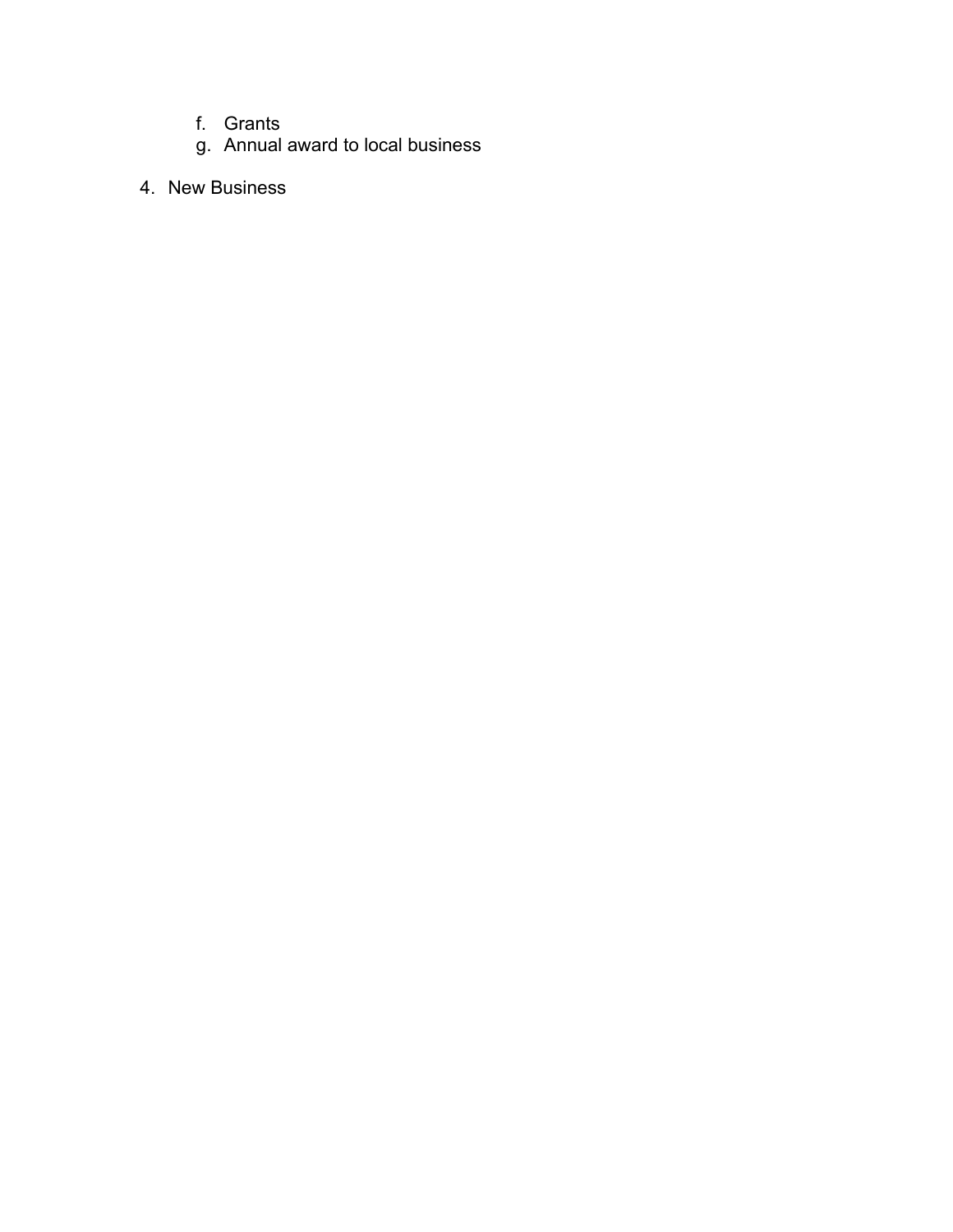f. Grants
g. Annual award to local business

4. New Business